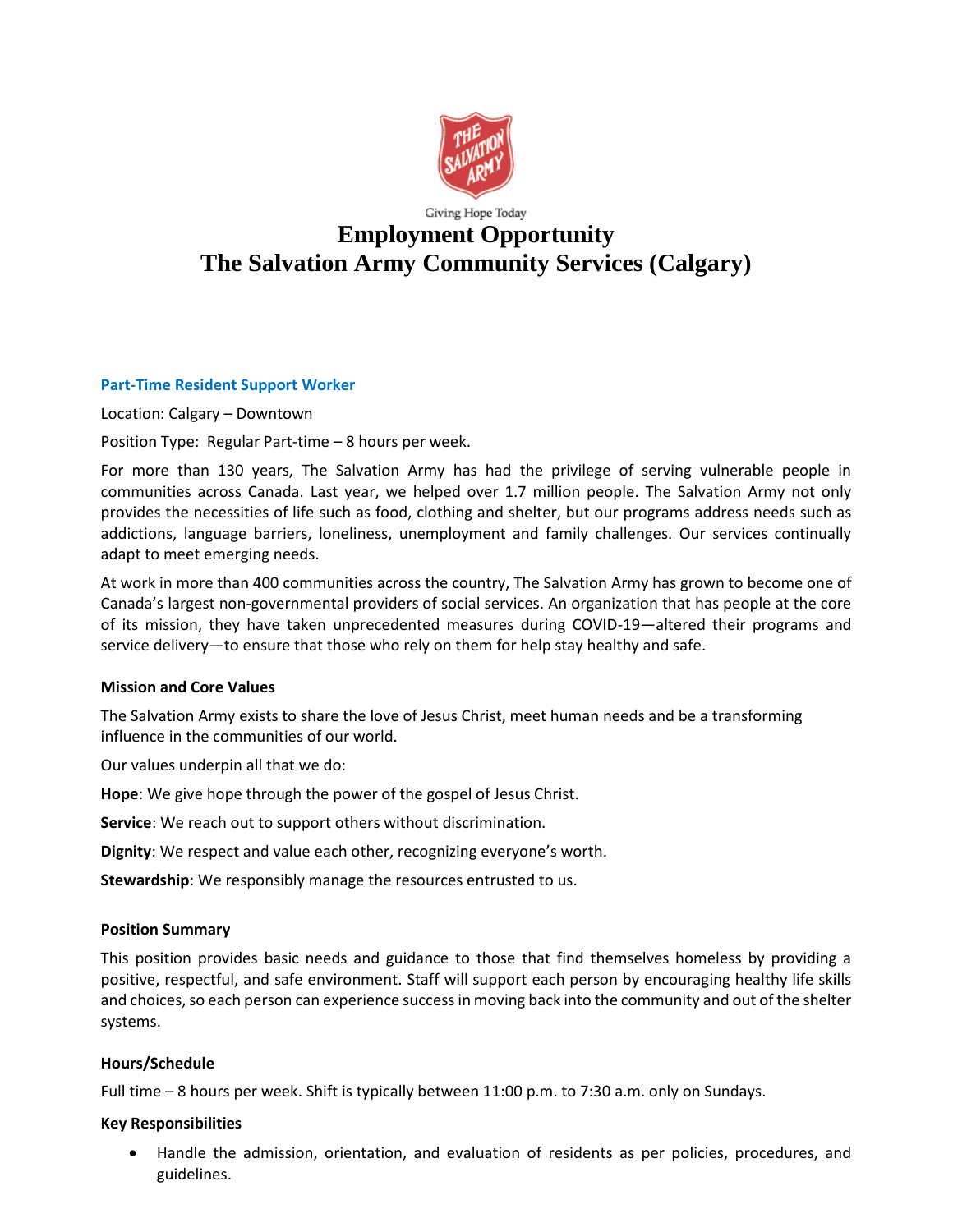Giving Hope Today

# Employment Opportunity
# The Salvation Army Community Services (Calgary)

### Part-Time Resident Support Worker

Location: Calgary – Downtown

Position Type: Regular Part-time – 8 hours per week.

For more than 130 years, The Salvation Army has had the privilege of serving vulnerable people in communities across Canada. Last year, we helped over 1.7 million people. The Salvation Army not only provides the necessities of life such as food, clothing and shelter, but our programs address needs such as addictions, language barriers, loneliness, unemployment and family challenges. Our services continually adapt to meet emerging needs.

At work in more than 400 communities across the country, The Salvation Army has grown to become one of Canada's largest non-governmental providers of social services. An organization that has people at the core of its mission, they have taken unprecedented measures during COVID-19—altered their programs and service delivery—to ensure that those who rely on them for help stay healthy and safe.

**Mission and Core Values**

The Salvation Army exists to share the love of Jesus Christ, meet human needs and be a transforming influence in the communities of our world.

Our values underpin all that we do:

**Hope**: We give hope through the power of the gospel of Jesus Christ.

**Service**: We reach out to support others without discrimination.

**Dignity**: We respect and value each other, recognizing everyone's worth.

**Stewardship**: We responsibly manage the resources entrusted to us.

**Position Summary**

This position provides basic needs and guidance to those that find themselves homeless by providing a positive, respectful, and safe environment. Staff will support each person by encouraging healthy life skills and choices, so each person can experience success in moving back into the community and out of the shelter systems.

**Hours/Schedule**

Full time – 8 hours per week. Shift is typically between 11:00 p.m. to 7:30 a.m. only on Sundays.

**Key Responsibilities**

- Handle the admission, orientation, and evaluation of residents as per policies, procedures, and guidelines.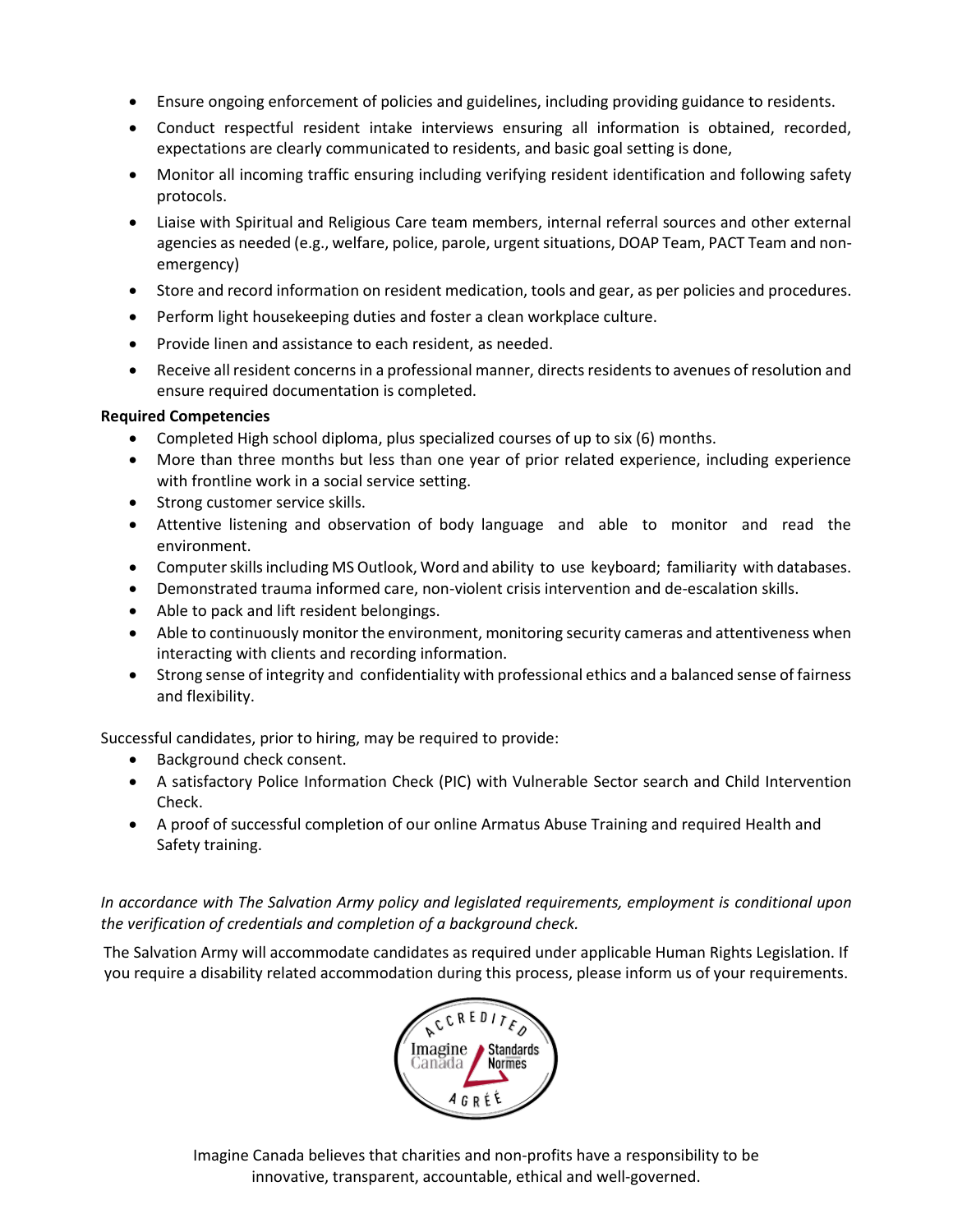- Ensure ongoing enforcement of policies and guidelines, including providing guidance to residents.
- Conduct respectful resident intake interviews ensuring all information is obtained, recorded, expectations are clearly communicated to residents, and basic goal setting is done,
- Monitor all incoming traffic ensuring including verifying resident identification and following safety protocols.
- Liaise with Spiritual and Religious Care team members, internal referral sources and other external agencies as needed (e.g., welfare, police, parole, urgent situations, DOAP Team, PACT Team and non-emergency)
- Store and record information on resident medication, tools and gear, as per policies and procedures.
- Perform light housekeeping duties and foster a clean workplace culture.
- Provide linen and assistance to each resident, as needed.
- Receive all resident concerns in a professional manner, directs residents to avenues of resolution and ensure required documentation is completed.

**Required Competencies**

- Completed High school diploma, plus specialized courses of up to six (6) months.
- More than three months but less than one year of prior related experience, including experience with frontline work in a social service setting.
- Strong customer service skills.
- Attentive listening and observation of body language and able to monitor and read the environment.
- Computer skills including MS Outlook, Word and ability to use keyboard; familiarity with databases.
- Demonstrated trauma informed care, non-violent crisis intervention and de-escalation skills.
- Able to pack and lift resident belongings.
- Able to continuously monitor the environment, monitoring security cameras and attentiveness when interacting with clients and recording information.
- Strong sense of integrity and confidentiality with professional ethics and a balanced sense of fairness and flexibility.

Successful candidates, prior to hiring, may be required to provide:

- Background check consent.
- A satisfactory Police Information Check (PIC) with Vulnerable Sector search and Child Intervention Check.
- A proof of successful completion of our online Armatus Abuse Training and required Health and Safety training.

*In accordance with The Salvation Army policy and legislated requirements, employment is conditional upon the verification of credentials and completion of a background check.*

The Salvation Army will accommodate candidates as required under applicable Human Rights Legislation. If you require a disability related accommodation during this process, please inform us of your requirements.

ACCREDITED Imagine Canada Standards Normes AGRÉÉ

Imagine Canada believes that charities and non-profits have a responsibility to be innovative, transparent, accountable, ethical and well-governed.